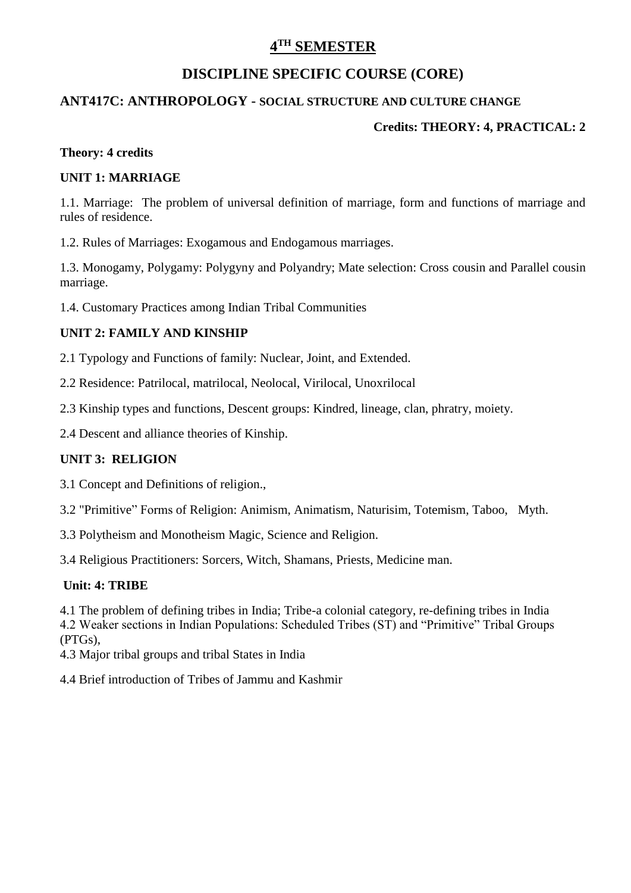# 4TH SEMESTER

## DISCIPLINE SPECIFIC COURSE (CORE)

### ANT417C: ANTHROPOLOGY - SOCIAL STRUCTURE AND CULTURE CHANGE

**Credits: THEORY: 4, PRACTICAL: 2**

**Theory: 4 credits**

**UNIT 1: MARRIAGE**

1.1. Marriage: The problem of universal definition of marriage, form and functions of marriage and rules of residence.

1.2. Rules of Marriages: Exogamous and Endogamous marriages.

1.3. Monogamy, Polygamy: Polygyny and Polyandry; Mate selection: Cross cousin and Parallel cousin marriage.

1.4. Customary Practices among Indian Tribal Communities

**UNIT 2: FAMILY AND KINSHIP**

2.1 Typology and Functions of family: Nuclear, Joint, and Extended.

2.2 Residence: Patrilocal, matrilocal, Neolocal, Virilocal, Unoxrilocal

2.3 Kinship types and functions, Descent groups: Kindred, lineage, clan, phratry, moiety.

2.4 Descent and alliance theories of Kinship.

**UNIT 3: RELIGION**

3.1 Concept and Definitions of religion.,

3.2 "Primitive" Forms of Religion: Animism, Animatism, Naturisim, Totemism, Taboo, Myth.

3.3 Polytheism and Monotheism Magic, Science and Religion.

3.4 Religious Practitioners: Sorcers, Witch, Shamans, Priests, Medicine man.

**Unit: 4: TRIBE**

4.1 The problem of defining tribes in India; Tribe-a colonial category, re-defining tribes in India

4.2 Weaker sections in Indian Populations: Scheduled Tribes (ST) and "Primitive" Tribal Groups (PTGs),

4.3 Major tribal groups and tribal States in India

4.4 Brief introduction of Tribes of Jammu and Kashmir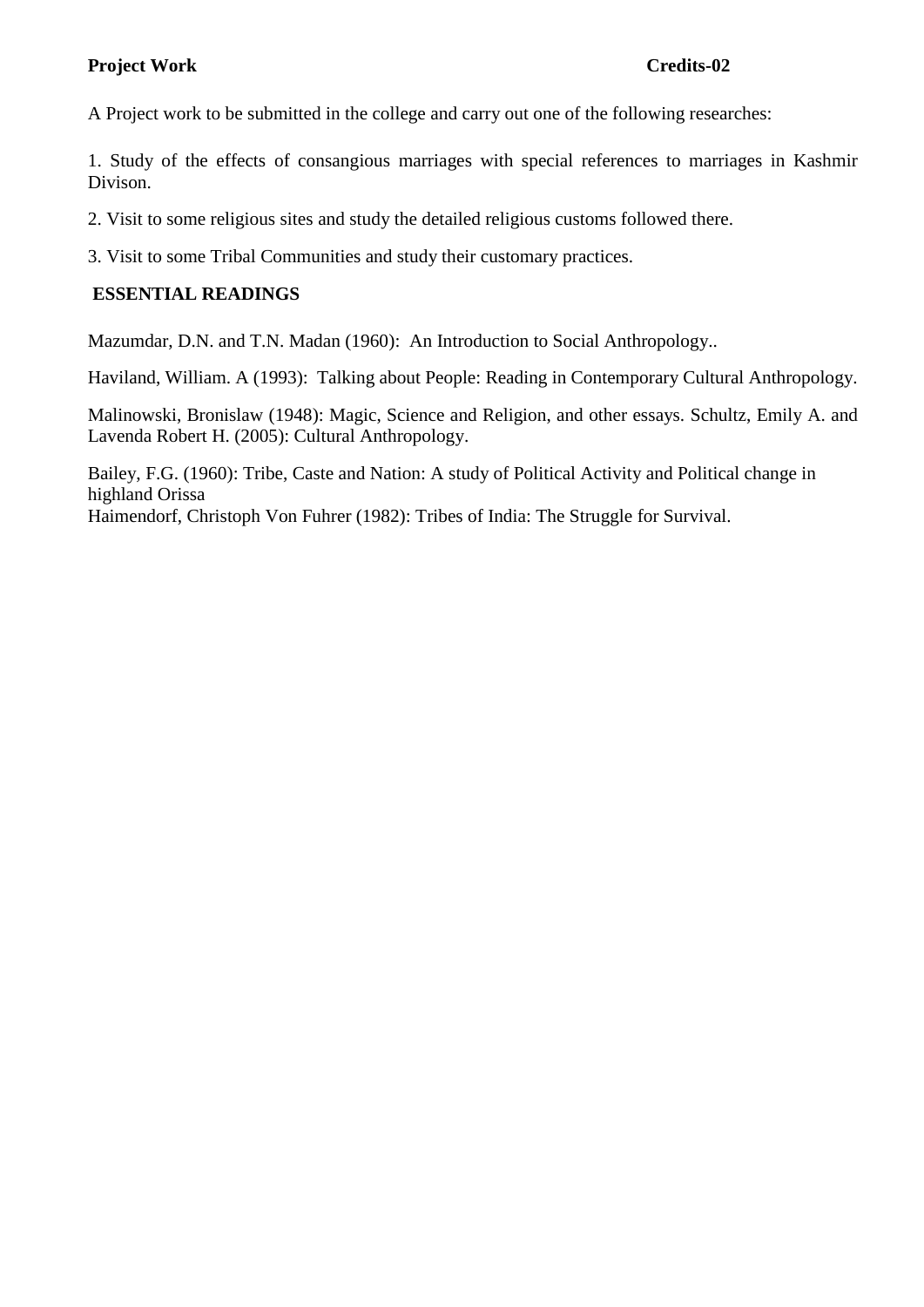**Project Work** **Credits-02**

A Project work to be submitted in the college and carry out one of the following researches:

1. Study of the effects of consangious marriages with special references to marriages in Kashmir Divison.

2. Visit to some religious sites and study the detailed religious customs followed there.

3. Visit to some Tribal Communities and study their customary practices.

**ESSENTIAL READINGS**

Mazumdar, D.N. and T.N. Madan (1960): An Introduction to Social Anthropology..

Haviland, William. A (1993): Talking about People: Reading in Contemporary Cultural Anthropology.

Malinowski, Bronislaw (1948): Magic, Science and Religion, and other essays. Schultz, Emily A. and Lavenda Robert H. (2005): Cultural Anthropology.

Bailey, F.G. (1960): Tribe, Caste and Nation: A study of Political Activity and Political change in highland Orissa
Haimendorf, Christoph Von Fuhrer (1982): Tribes of India: The Struggle for Survival.